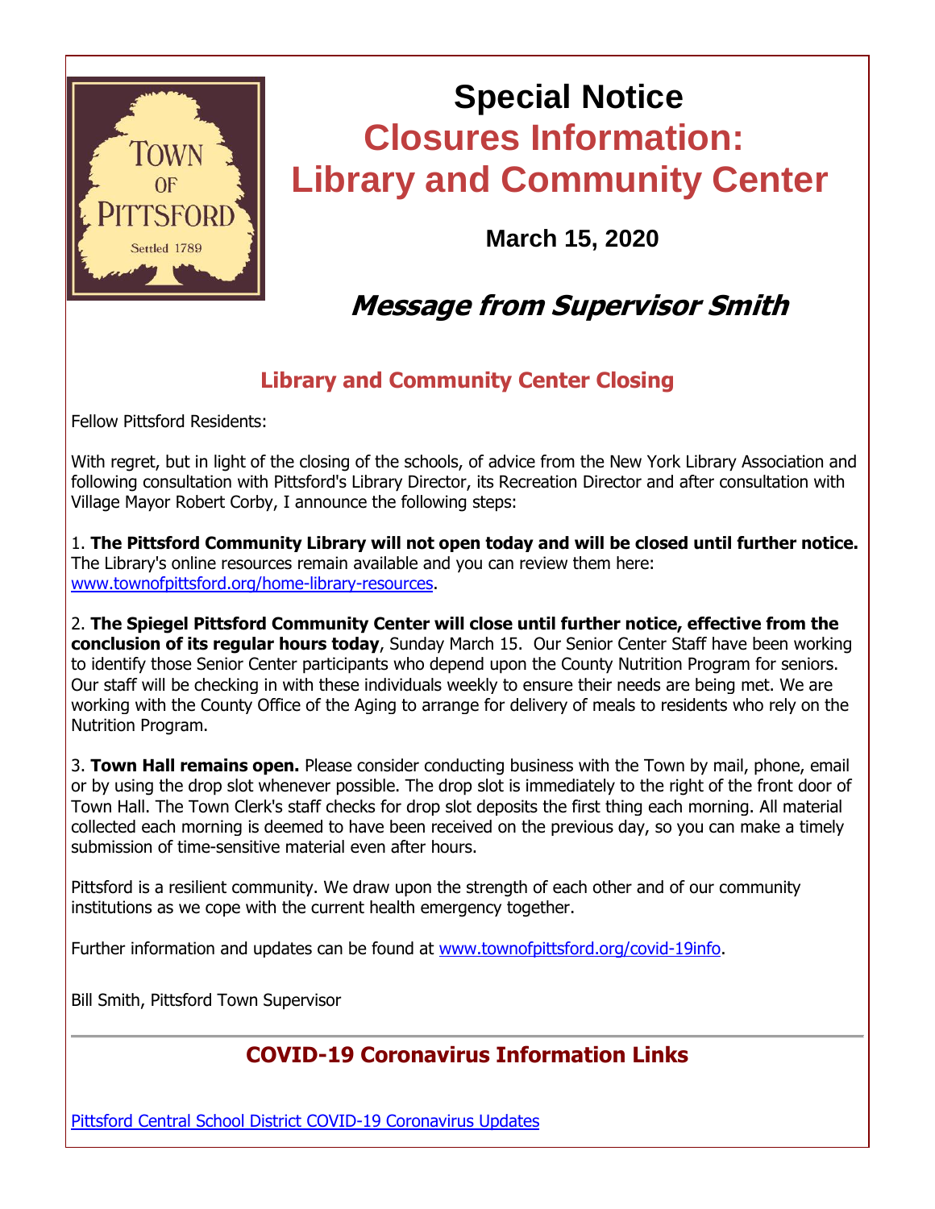# Special Notice

## Closures Information: Library and Community Center

**March 15, 2020**

## *Message from Supervisor Smith*

### Library and Community Center Closing

Fellow Pittsford Residents:

With regret, but in light of the closing of the schools, of advice from the New York Library Association and following consultation with Pittsford's Library Director, its Recreation Director and after consultation with Village Mayor Robert Corby, I announce the following steps:

1. **The Pittsford Community Library will not open today and will be closed until further notice.** The Library's online resources remain available and you can review them here: www.townofpittsford.org/home-library-resources.

2. **The Spiegel Pittsford Community Center will close until further notice, effective from the conclusion of its regular hours today**, Sunday March 15. Our Senior Center Staff have been working to identify those Senior Center participants who depend upon the County Nutrition Program for seniors. Our staff will be checking in with these individuals weekly to ensure their needs are being met. We are working with the County Office of the Aging to arrange for delivery of meals to residents who rely on the Nutrition Program.

3. **Town Hall remains open.** Please consider conducting business with the Town by mail, phone, email or by using the drop slot whenever possible. The drop slot is immediately to the right of the front door of Town Hall. The Town Clerk's staff checks for drop slot deposits the first thing each morning. All material collected each morning is deemed to have been received on the previous day, so you can make a timely submission of time-sensitive material even after hours.

Pittsford is a resilient community. We draw upon the strength of each other and of our community institutions as we cope with the current health emergency together.

Further information and updates can be found at www.townofpittsford.org/covid-19info.

Bill Smith, Pittsford Town Supervisor

---

### COVID-19 Coronavirus Information Links

Pittsford Central School District COVID-19 Coronavirus Updates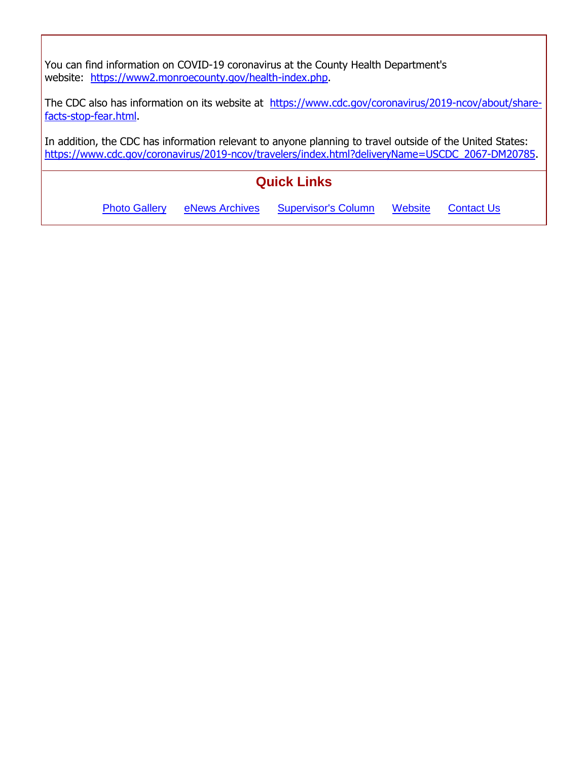You can find information on COVID-19 coronavirus at the County Health Department's website: https://www2.monroecounty.gov/health-index.php.

The CDC also has information on its website at https://www.cdc.gov/coronavirus/2019-ncov/about/share-facts-stop-fear.html.

In addition, the CDC has information relevant to anyone planning to travel outside of the United States: https://www.cdc.gov/coronavirus/2019-ncov/travelers/index.html?deliveryName=USCDC_2067-DM20785.

## Quick Links

Photo Gallery     eNews Archives     Supervisor's Column     Website     Contact Us